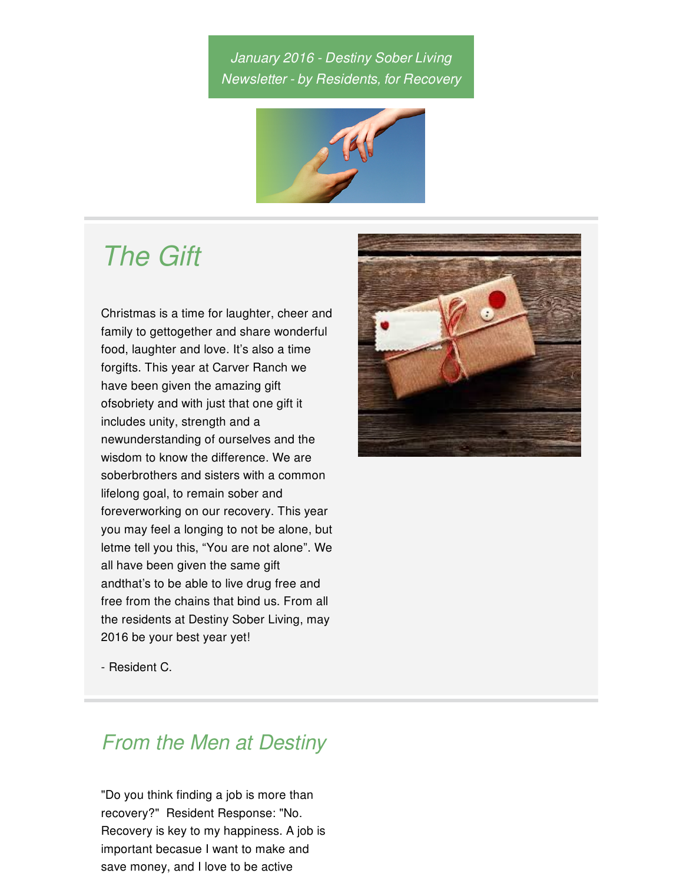*January 2016 - Destiny Sober Living Newsletter - by Residents, for Recovery*

## *The Gift*

Christmas is a time for laughter, cheer and family to gettogether and share wonderful food, laughter and love. It's also a time forgifts. This year at Carver Ranch we have been given the amazing gift ofsobriety and with just that one gift it includes unity, strength and a newunderstanding of ourselves and the wisdom to know the difference. We are soberbrothers and sisters with a common lifelong goal, to remain sober and foreverworking on our recovery. This year you may feel a longing to not be alone, but letme tell you this, "You are not alone". We all have been given the same gift andthat's to be able to live drug free and free from the chains that bind us. From all the residents at Destiny Sober Living, may 2016 be your best year yet!

- Resident C.

## *From the Men at Destiny*

"Do you think finding a job is more than recovery?" Resident Response: "No. Recovery is key to my happiness. A job is important becasue I want to make and save money, and I love to be active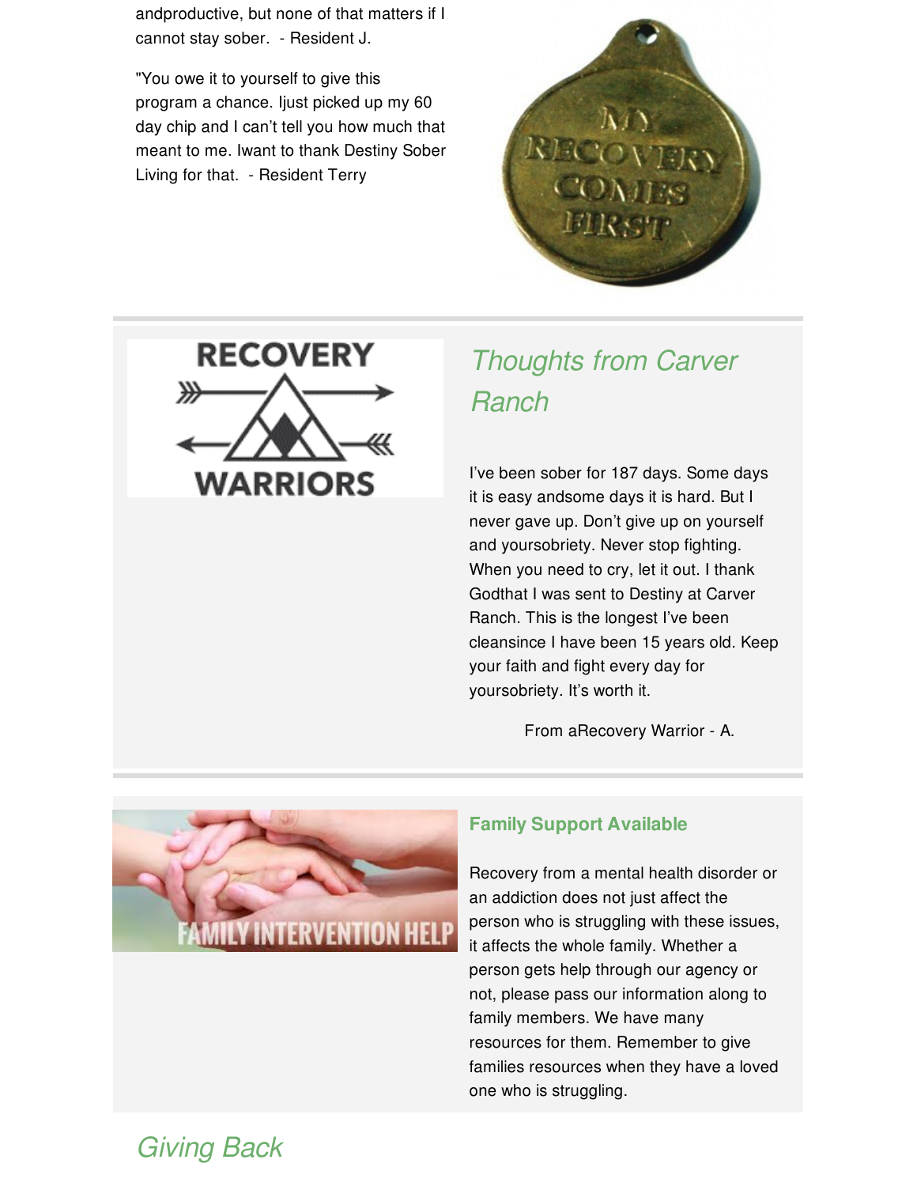andproductive, but none of that matters if I cannot stay sober. - Resident J.

"You owe it to yourself to give this program a chance. Ijust picked up my 60 day chip and I can't tell you how much that meant to me. Iwant to thank Destiny Sober Living for that. - Resident Terry

## *Thoughts from Carver Ranch*

I've been sober for 187 days. Some days it is easy andsome days it is hard. But I never gave up. Don't give up on yourself and yoursobriety. Never stop fighting. When you need to cry, let it out. I thank Godthat I was sent to Destiny at Carver Ranch. This is the longest I've been cleansince I have been 15 years old. Keep your faith and fight every day for yoursobriety. It's worth it.

From aRecovery Warrior - A.

### Family Support Available

Recovery from a mental health disorder or an addiction does not just affect the person who is struggling with these issues, it affects the whole family. Whether a person gets help through our agency or not, please pass our information along to family members. We have many resources for them. Remember to give families resources when they have a loved one who is struggling.

## *Giving Back*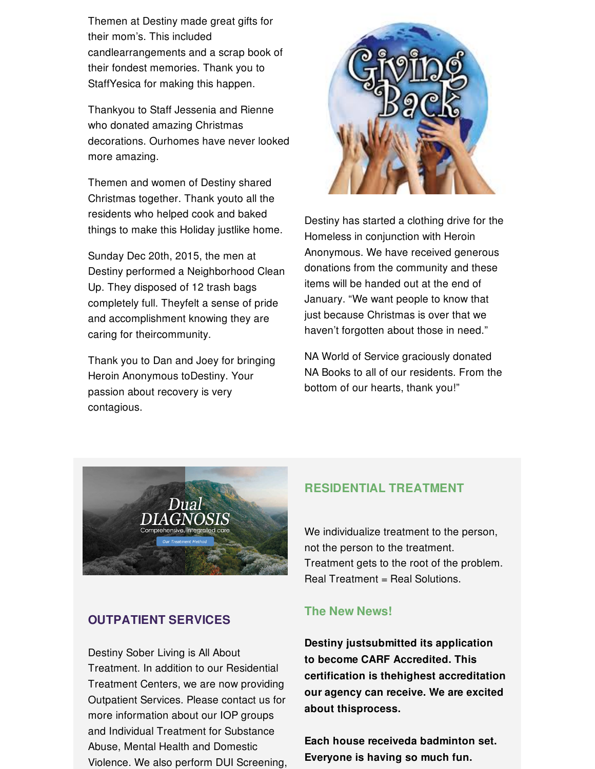Themen at Destiny made great gifts for their mom's. This included candlearrangements and a scrap book of their fondest memories. Thank you to StaffYesica for making this happen.

Thankyou to Staff Jessenia and Rienne who donated amazing Christmas decorations. Ourhomes have never looked more amazing.

Themen and women of Destiny shared Christmas together. Thank youto all the residents who helped cook and baked things to make this Holiday justlike home.

Sunday Dec 20th, 2015, the men at Destiny performed a Neighborhood Clean Up. They disposed of 12 trash bags completely full. Theyfelt a sense of pride and accomplishment knowing they are caring for theircommunity.

Thank you to Dan and Joey for bringing Heroin Anonymous toDestiny. Your passion about recovery is very contagious.

Destiny has started a clothing drive for the Homeless in conjunction with Heroin Anonymous. We have received generous donations from the community and these items will be handed out at the end of January. "We want people to know that just because Christmas is over that we haven't forgotten about those in need."

NA World of Service graciously donated NA Books to all of our residents. From the bottom of our hearts, thank you!"

## RESIDENTIAL TREATMENT

We individualize treatment to the person, not the person to the treatment. Treatment gets to the root of the problem. Real Treatment = Real Solutions.

### The New News!

**Destiny justsubmitted its application to become CARF Accredited. This certification is thehighest accreditation our agency can receive. We are excited about thisprocess.**

**Each house receiveda badminton set. Everyone is having so much fun.**

## OUTPATIENT SERVICES

Destiny Sober Living is All About Treatment. In addition to our Residential Treatment Centers, we are now providing Outpatient Services. Please contact us for more information about our IOP groups and Individual Treatment for Substance Abuse, Mental Health and Domestic Violence. We also perform DUI Screening,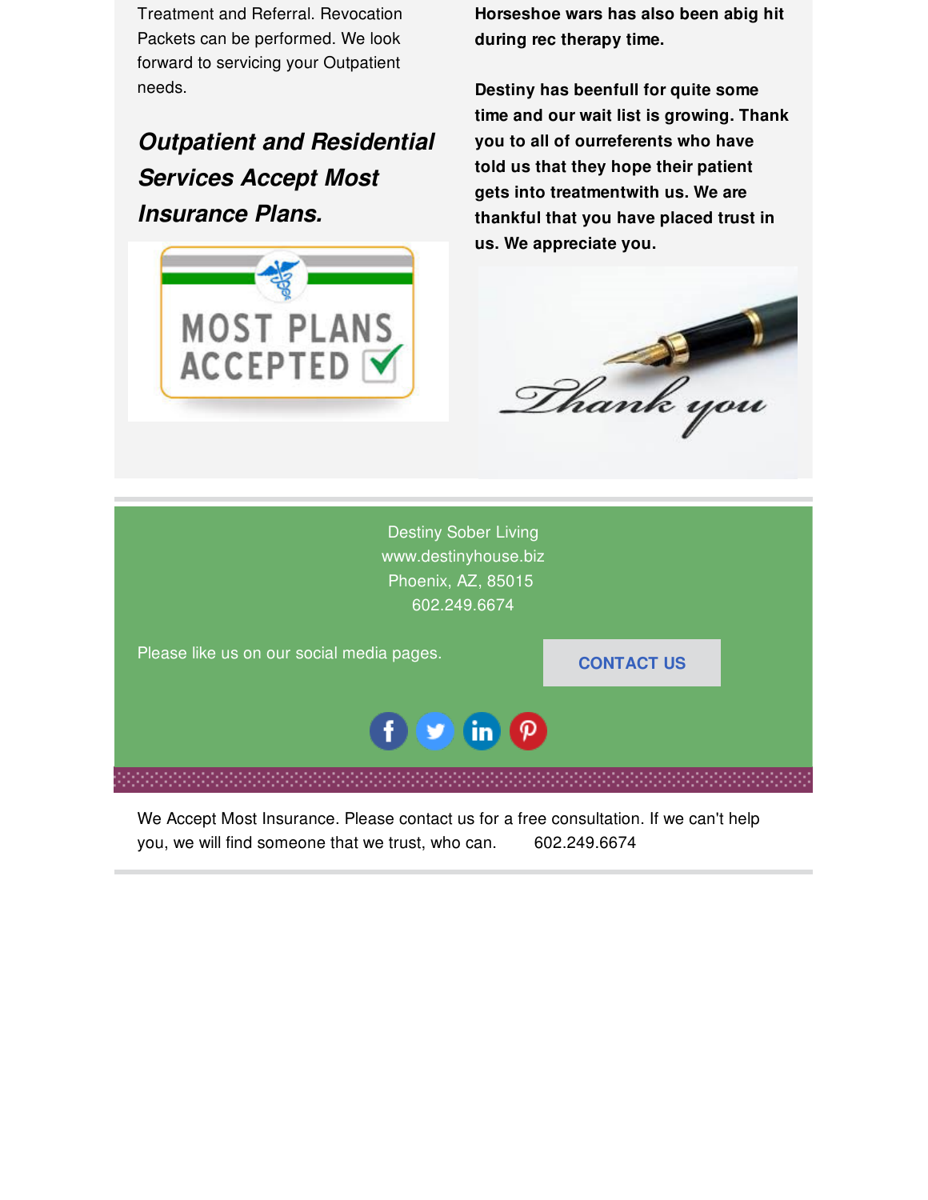Treatment and Referral. Revocation Packets can be performed. We look forward to servicing your Outpatient needs.

### ***Outpatient and Residential Services Accept Most Insurance Plans.***

**Horseshoe wars has also been abig hit during rec therapy time.**

**Destiny has beenfull for quite some time and our wait list is growing. Thank you to all of ourreferents who have told us that they hope their patient gets into treatmentwith us. We are thankful that you have placed trust in us. We appreciate you.**

Destiny Sober Living
www.destinyhouse.biz
Phoenix, AZ, 85015
602.249.6674

Please like us on our social media pages.

**CONTACT US**

We Accept Most Insurance. Please contact us for a free consultation. If we can't help you, we will find someone that we trust, who can. 602.249.6674